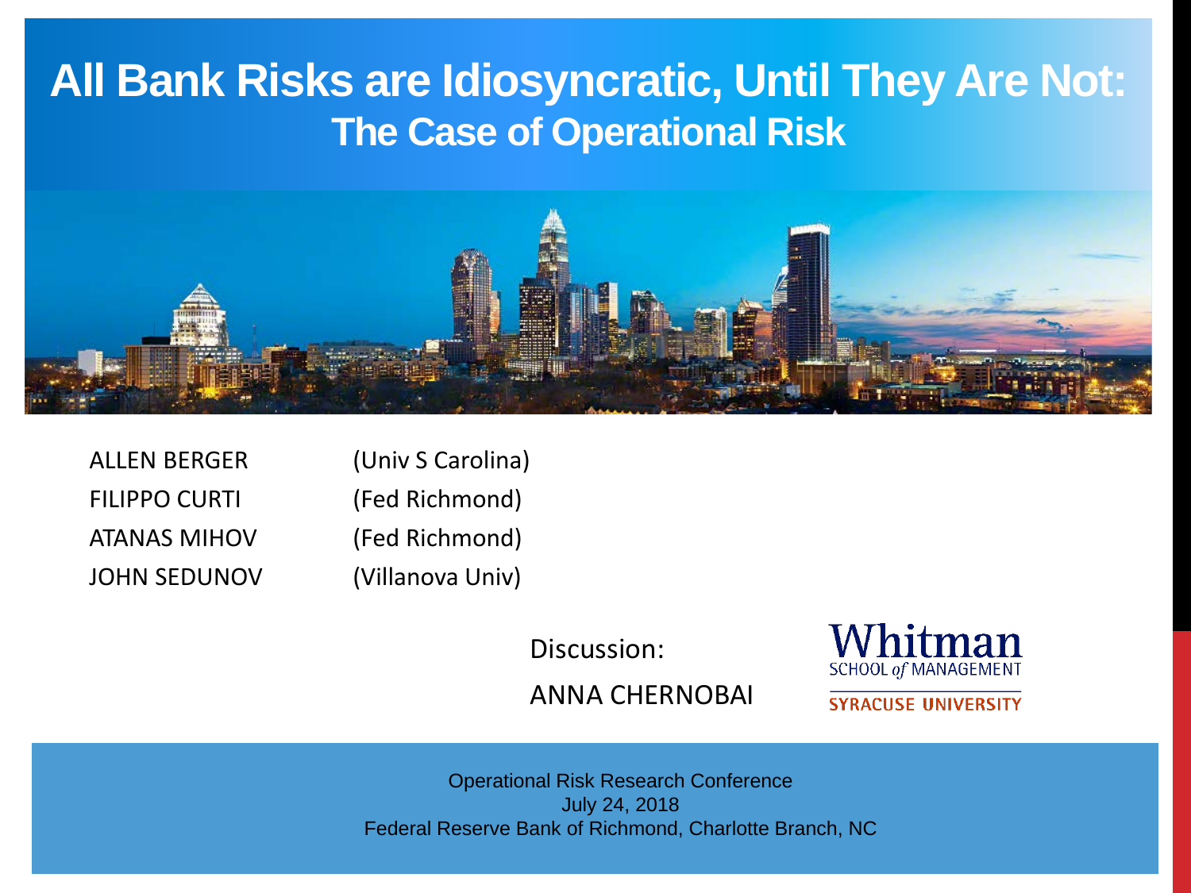# All Bank Risks are Idiosyncratic, Until They Are Not:

## The Case of Operational Risk

ALLEN BERGER (Univ S Carolina)
FILIPPO CURTI (Fed Richmond)
ATANAS MIHOV (Fed Richmond)
JOHN SEDUNOV (Villanova Univ)

Discussion:

ANNA CHERNOBAI

Whitman
SCHOOL *of* MANAGEMENT
SYRACUSE UNIVERSITY

Operational Risk Research Conference
July 24, 2018
Federal Reserve Bank of Richmond, Charlotte Branch, NC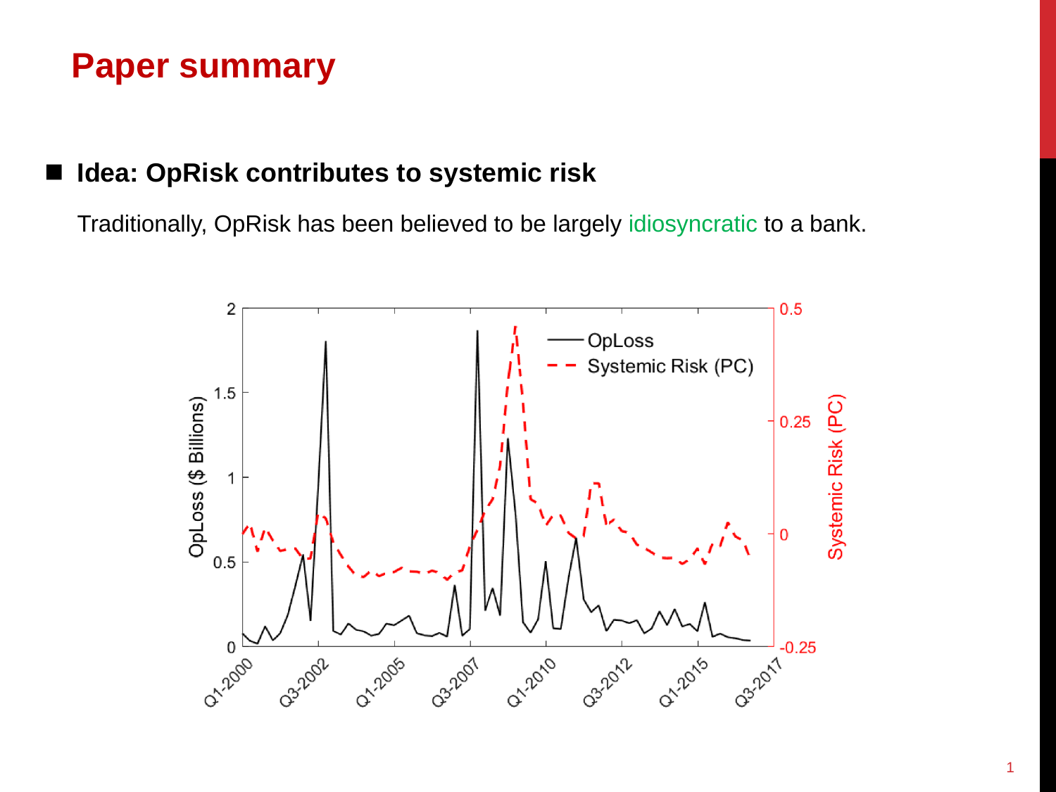# Paper summary

- **Idea: OpRisk contributes to systemic risk**

  Traditionally, OpRisk has been believed to be largely idiosyncratic to a bank.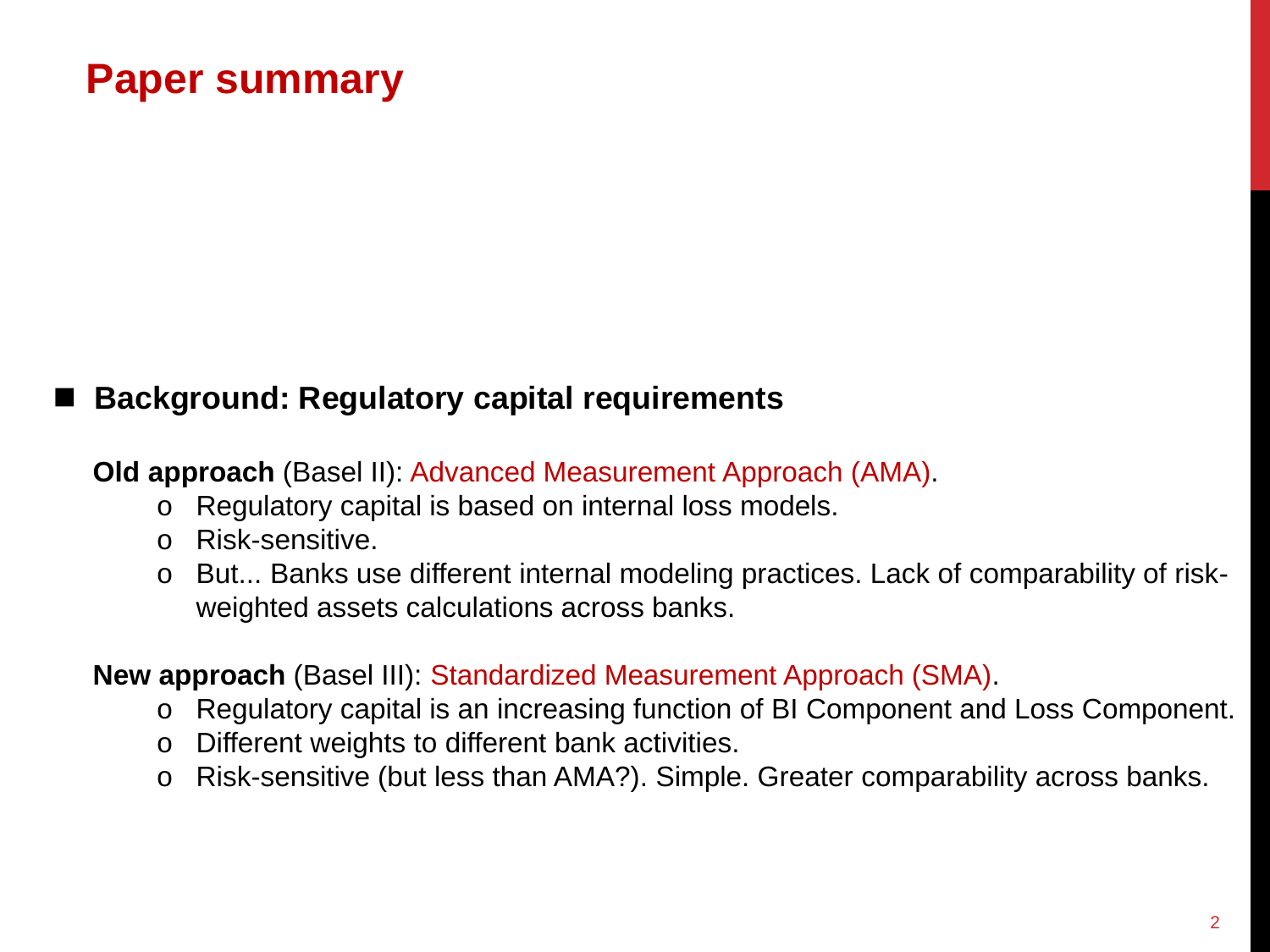# Paper summary

## Background: Regulatory capital requirements

**Old approach** (Basel II): Advanced Measurement Approach (AMA).

- Regulatory capital is based on internal loss models.
- Risk-sensitive.
- But... Banks use different internal modeling practices. Lack of comparability of risk-weighted assets calculations across banks.

**New approach** (Basel III): Standardized Measurement Approach (SMA).

- Regulatory capital is an increasing function of BI Component and Loss Component.
- Different weights to different bank activities.
- Risk-sensitive (but less than AMA?). Simple. Greater comparability across banks.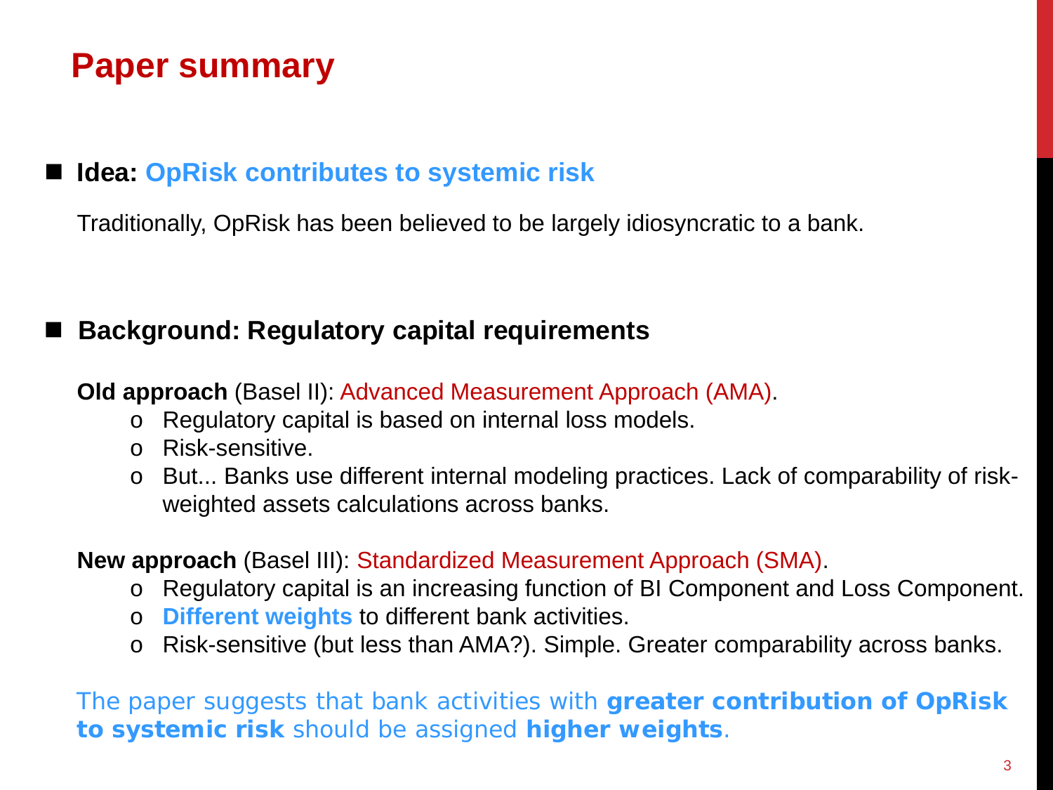# Paper summary

- **Idea: OpRisk contributes to systemic risk**

  Traditionally, OpRisk has been believed to be largely idiosyncratic to a bank.

- **Background: Regulatory capital requirements**

  **Old approach** (Basel II): Advanced Measurement Approach (AMA).

  - Regulatory capital is based on internal loss models.
  - Risk-sensitive.
  - But... Banks use different internal modeling practices. Lack of comparability of risk-weighted assets calculations across banks.

  **New approach** (Basel III): Standardized Measurement Approach (SMA).

  - Regulatory capital is an increasing function of BI Component and Loss Component.
  - **Different weights** to different bank activities.
  - Risk-sensitive (but less than AMA?). Simple. Greater comparability across banks.

  The paper suggests that bank activities with **greater contribution of OpRisk to systemic risk** should be assigned **higher weights**.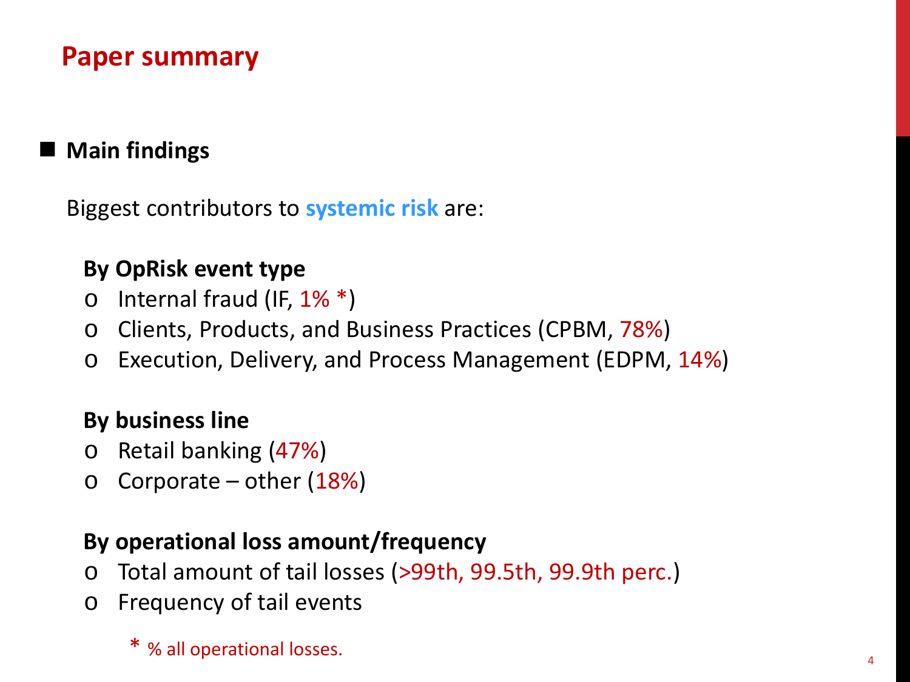# Paper summary

- **Main findings**

Biggest contributors to **systemic risk** are:

**By OpRisk event type**

- Internal fraud (IF, 1% *)
- Clients, Products, and Business Practices (CPBM, 78%)
- Execution, Delivery, and Process Management (EDPM, 14%)

**By business line**

- Retail banking (47%)
- Corporate – other (18%)

**By operational loss amount/frequency**

- Total amount of tail losses (>99th, 99.5th, 99.9th perc.)
- Frequency of tail events

\* % all operational losses.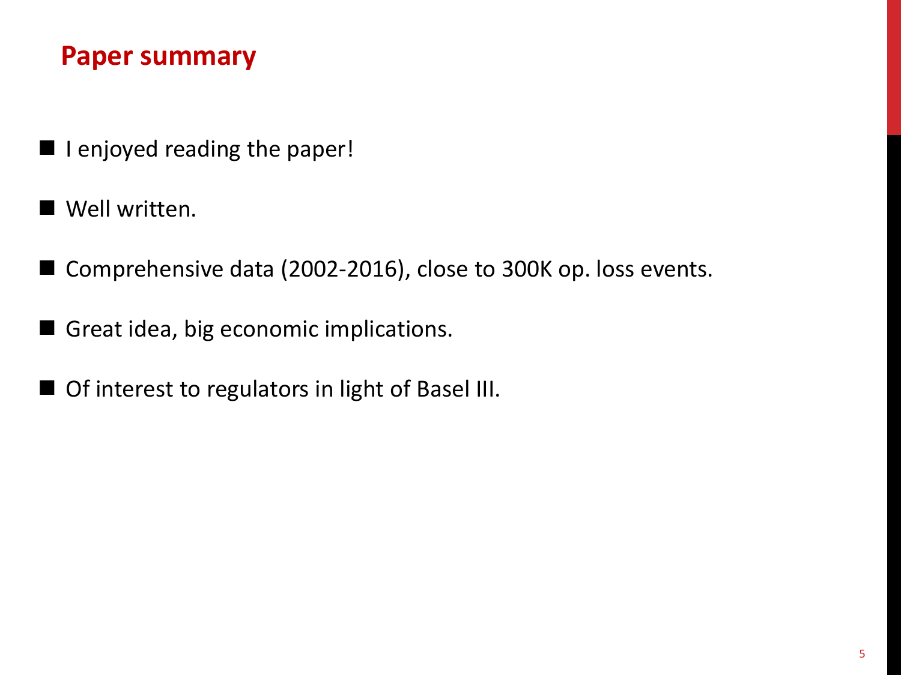# Paper summary

- I enjoyed reading the paper!
- Well written.
- Comprehensive data (2002-2016), close to 300K op. loss events.
- Great idea, big economic implications.
- Of interest to regulators in light of Basel III.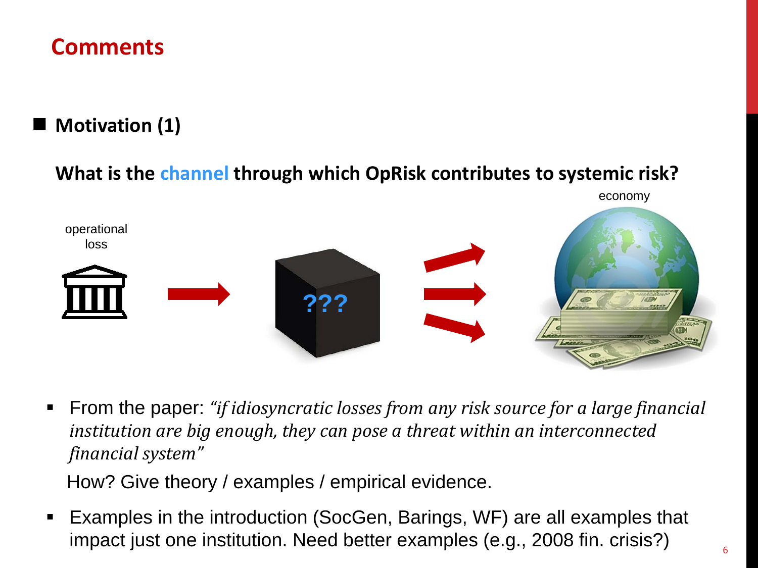# Comments

- **Motivation (1)**

**What is the channel through which OpRisk contributes to systemic risk?**

operational loss → ??? → economy

- From the paper: *"if idiosyncratic losses from any risk source for a large financial institution are big enough, they can pose a threat within an interconnected financial system"*

  How? Give theory / examples / empirical evidence.

- Examples in the introduction (SocGen, Barings, WF) are all examples that impact just one institution. Need better examples (e.g., 2008 fin. crisis?)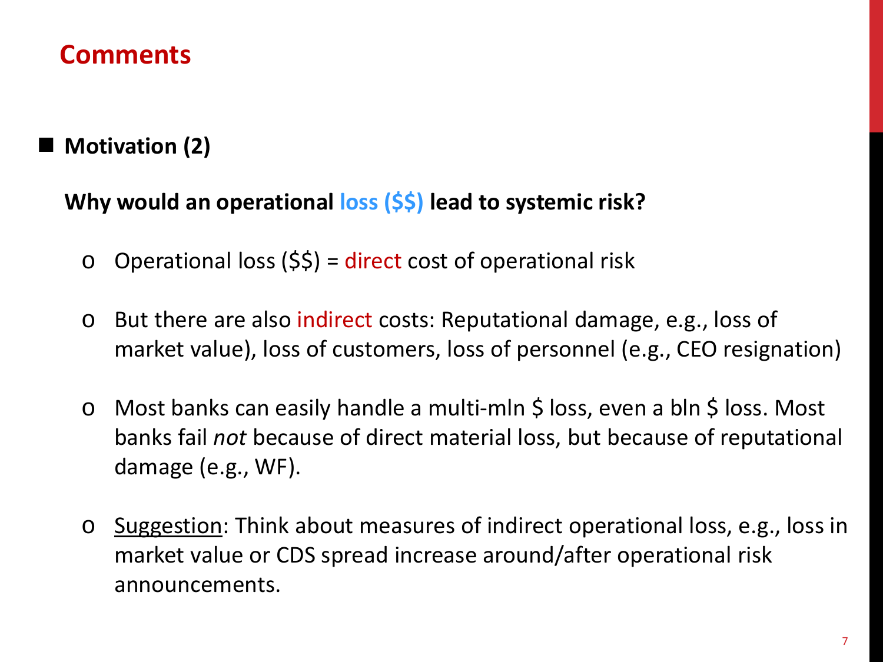# Comments

- **Motivation (2)**

**Why would an operational loss ($$) lead to systemic risk?**

- Operational loss ($$) = direct cost of operational risk

- But there are also indirect costs: Reputational damage, e.g., loss of market value), loss of customers, loss of personnel (e.g., CEO resignation)

- Most banks can easily handle a multi-mln $ loss, even a bln $ loss. Most banks fail *not* because of direct material loss, but because of reputational damage (e.g., WF).

- Suggestion: Think about measures of indirect operational loss, e.g., loss in market value or CDS spread increase around/after operational risk announcements.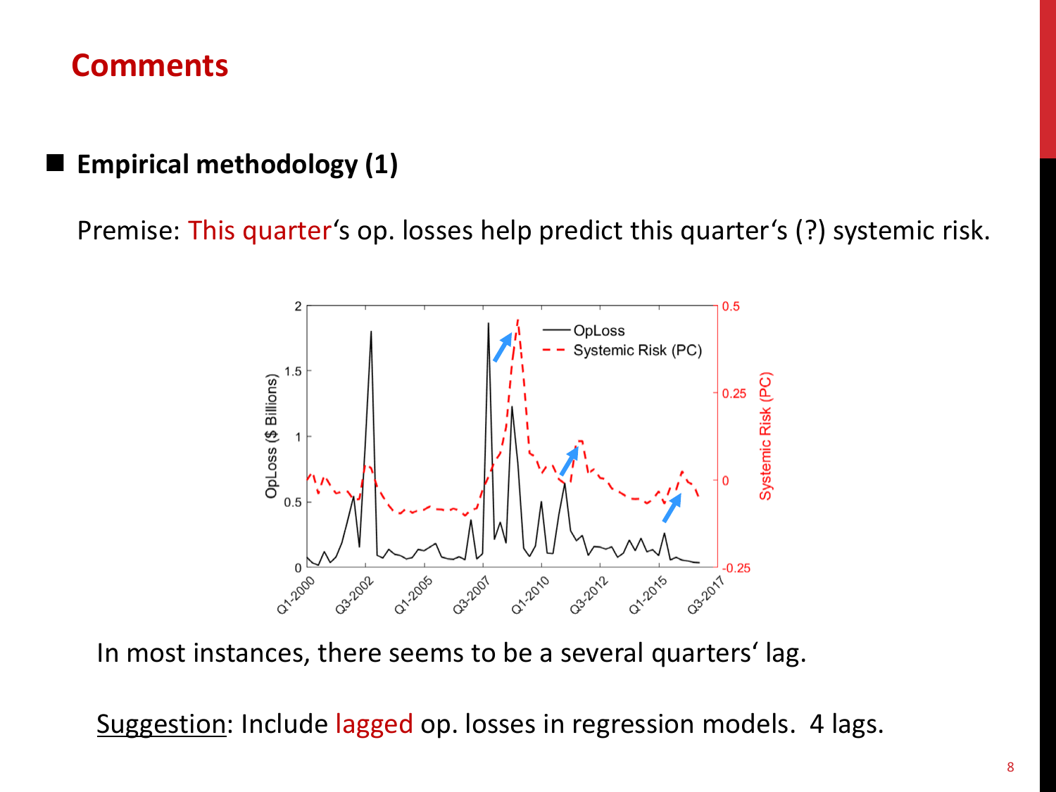# Comments

## Empirical methodology (1)

Premise: This quarter's op. losses help predict this quarter's (?) systemic risk.

In most instances, there seems to be a several quarters' lag.

<u>Suggestion</u>: Include lagged op. losses in regression models. 4 lags.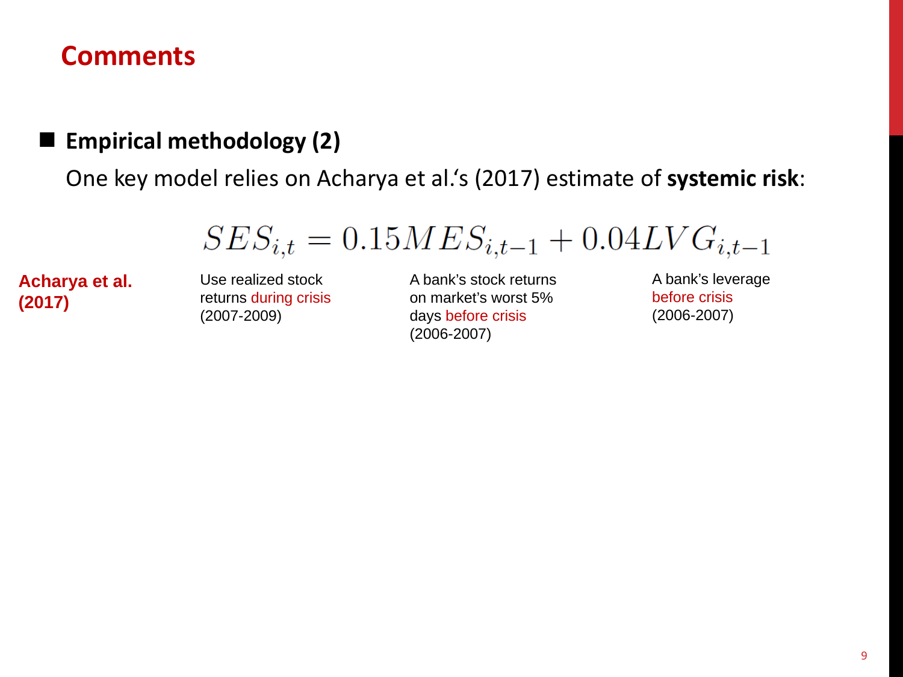# Comments

## ■ Empirical methodology (2)

One key model relies on Acharya et al.'s (2017) estimate of **systemic risk**:

$$SES_{i,t} = 0.15MES_{i,t-1} + 0.04LVG_{i,t-1}$$

| Acharya et al. (2017) | Use realized stock returns during crisis (2007-2009) | A bank's stock returns on market's worst 5% days before crisis (2006-2007) | A bank's leverage before crisis (2006-2007) |
|---|---|---|---|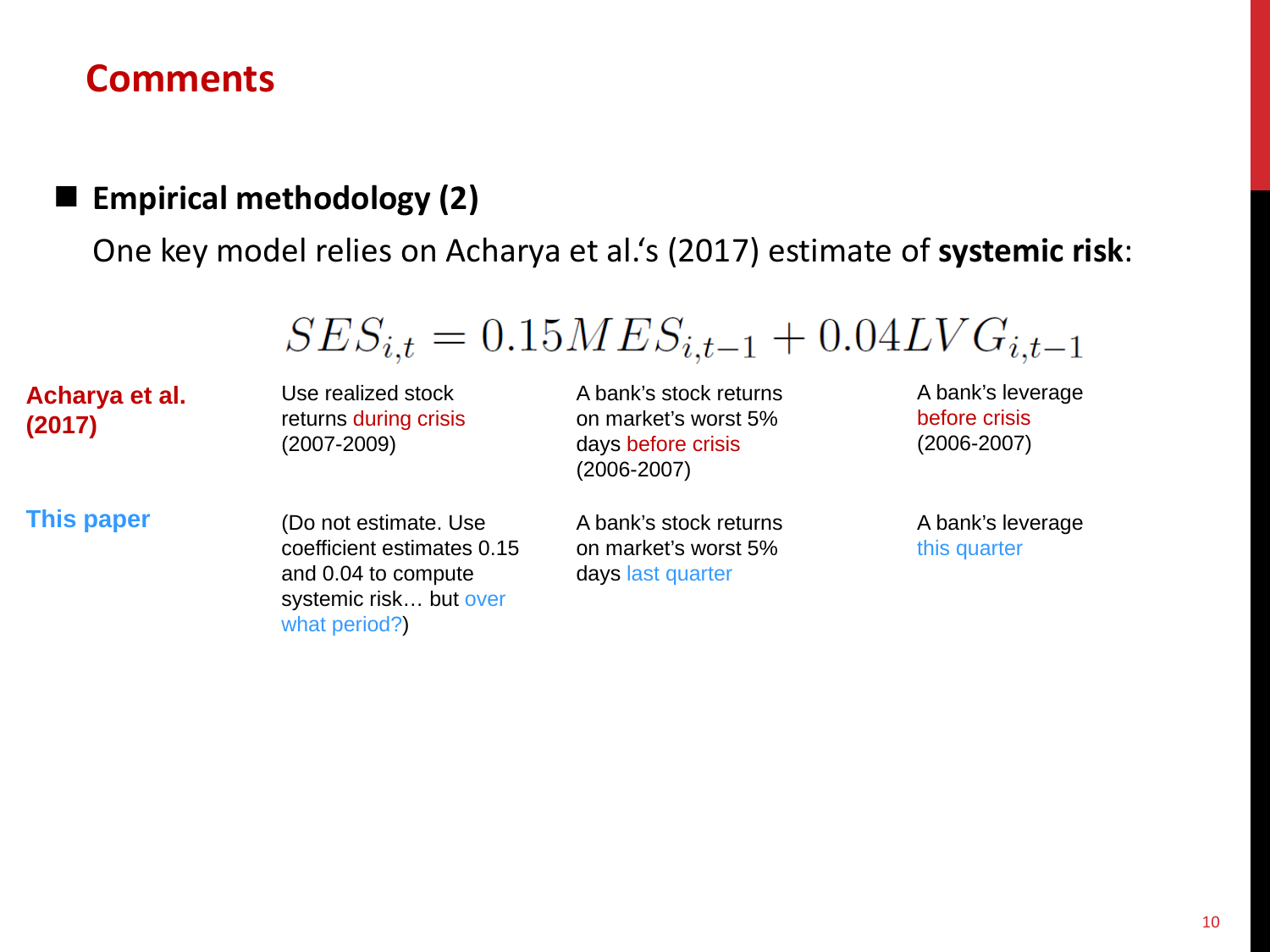# Comments

## Empirical methodology (2)

One key model relies on Acharya et al.'s (2017) estimate of **systemic risk**:

$$SES_{i,t} = 0.15MES_{i,t-1} + 0.04LVG_{i,t-1}$$

| | $SES_{i,t}$ | $MES_{i,t-1}$ | $LVG_{i,t-1}$ |
|---|---|---|---|
| **Acharya et al. (2017)** | Use realized stock returns during crisis (2007-2009) | A bank's stock returns on market's worst 5% days before crisis (2006-2007) | A bank's leverage before crisis (2006-2007) |
| **This paper** | (Do not estimate. Use coefficient estimates 0.15 and 0.04 to compute systemic risk… but over what period?) | A bank's stock returns on market's worst 5% days last quarter | A bank's leverage this quarter |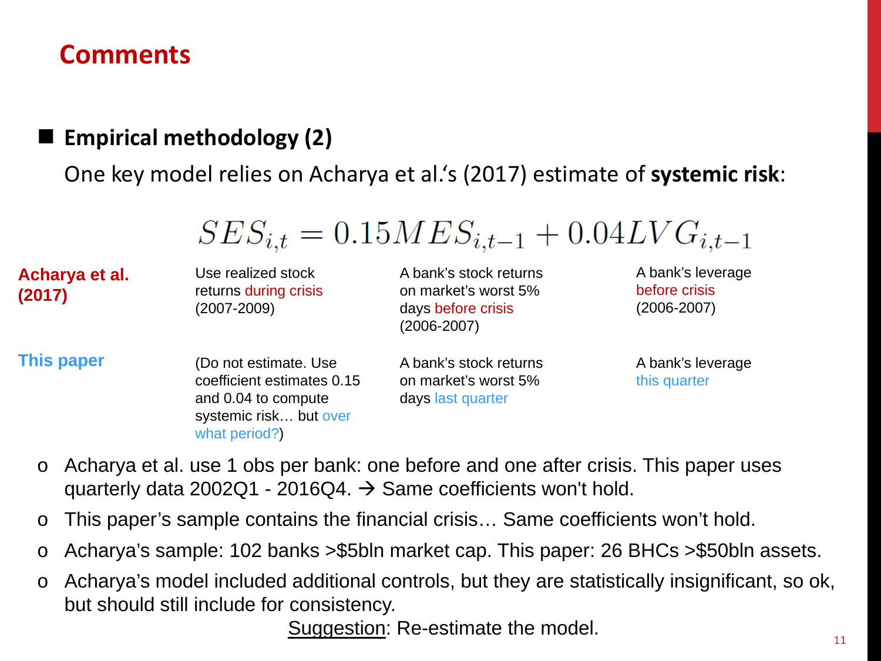# Comments

## Empirical methodology (2)

One key model relies on Acharya et al.'s (2017) estimate of **systemic risk**:

$$SES_{i,t} = 0.15MES_{i,t-1} + 0.04LVG_{i,t-1}$$

| | $SES_{i,t}$ | $MES_{i,t-1}$ | $LVG_{i,t-1}$ |
|---|---|---|---|
| **Acharya et al. (2017)** | Use realized stock returns during crisis (2007-2009) | A bank's stock returns on market's worst 5% days before crisis (2006-2007) | A bank's leverage before crisis (2006-2007) |
| **This paper** | (Do not estimate. Use coefficient estimates 0.15 and 0.04 to compute systemic risk… but over what period?) | A bank's stock returns on market's worst 5% days last quarter | A bank's leverage this quarter |

- Acharya et al. use 1 obs per bank: one before and one after crisis. This paper uses quarterly data 2002Q1 - 2016Q4. → Same coefficients won't hold.
- This paper's sample contains the financial crisis… Same coefficients won't hold.
- Acharya's sample: 102 banks >$5bln market cap. This paper: 26 BHCs >$50bln assets.
- Acharya's model included additional controls, but they are statistically insignificant, so ok, but should still include for consistency.

Suggestion: Re-estimate the model.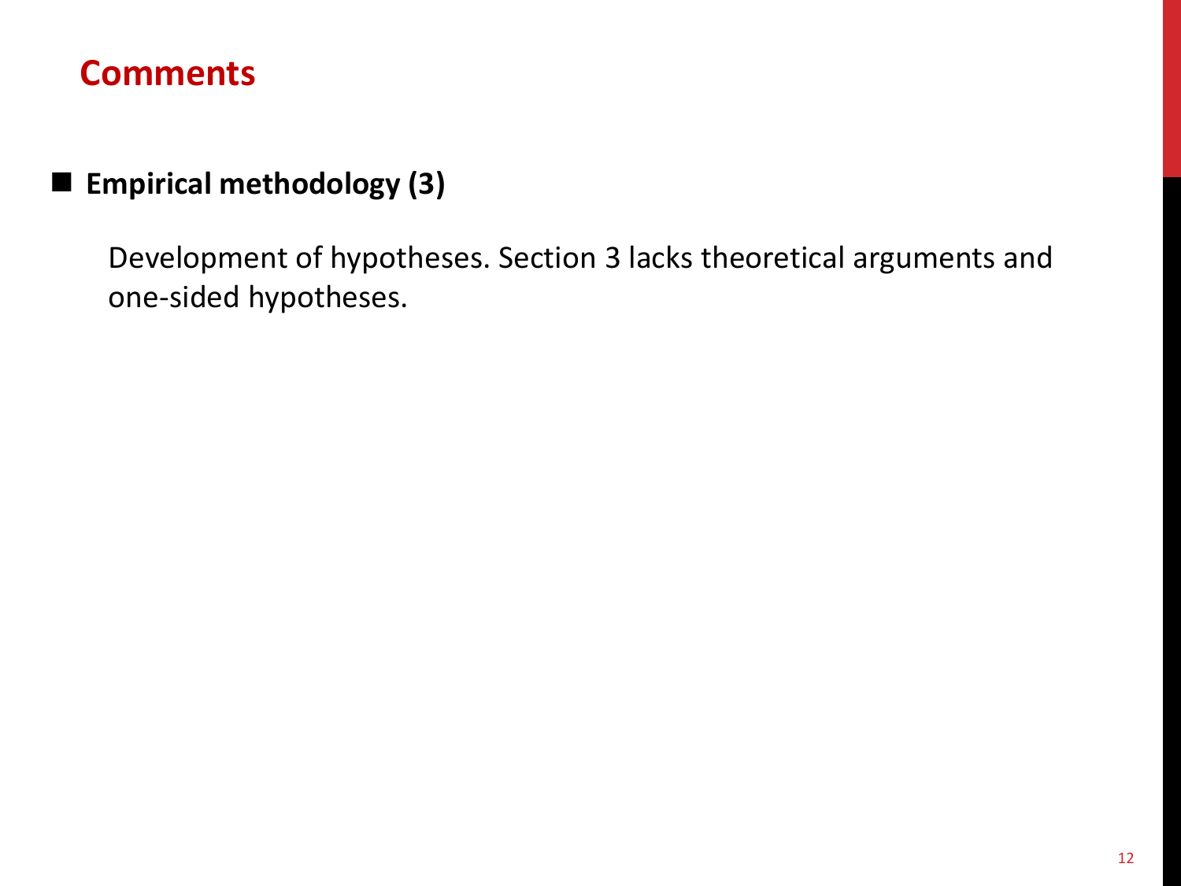## Comments

- **Empirical methodology (3)**

  Development of hypotheses. Section 3 lacks theoretical arguments and one-sided hypotheses.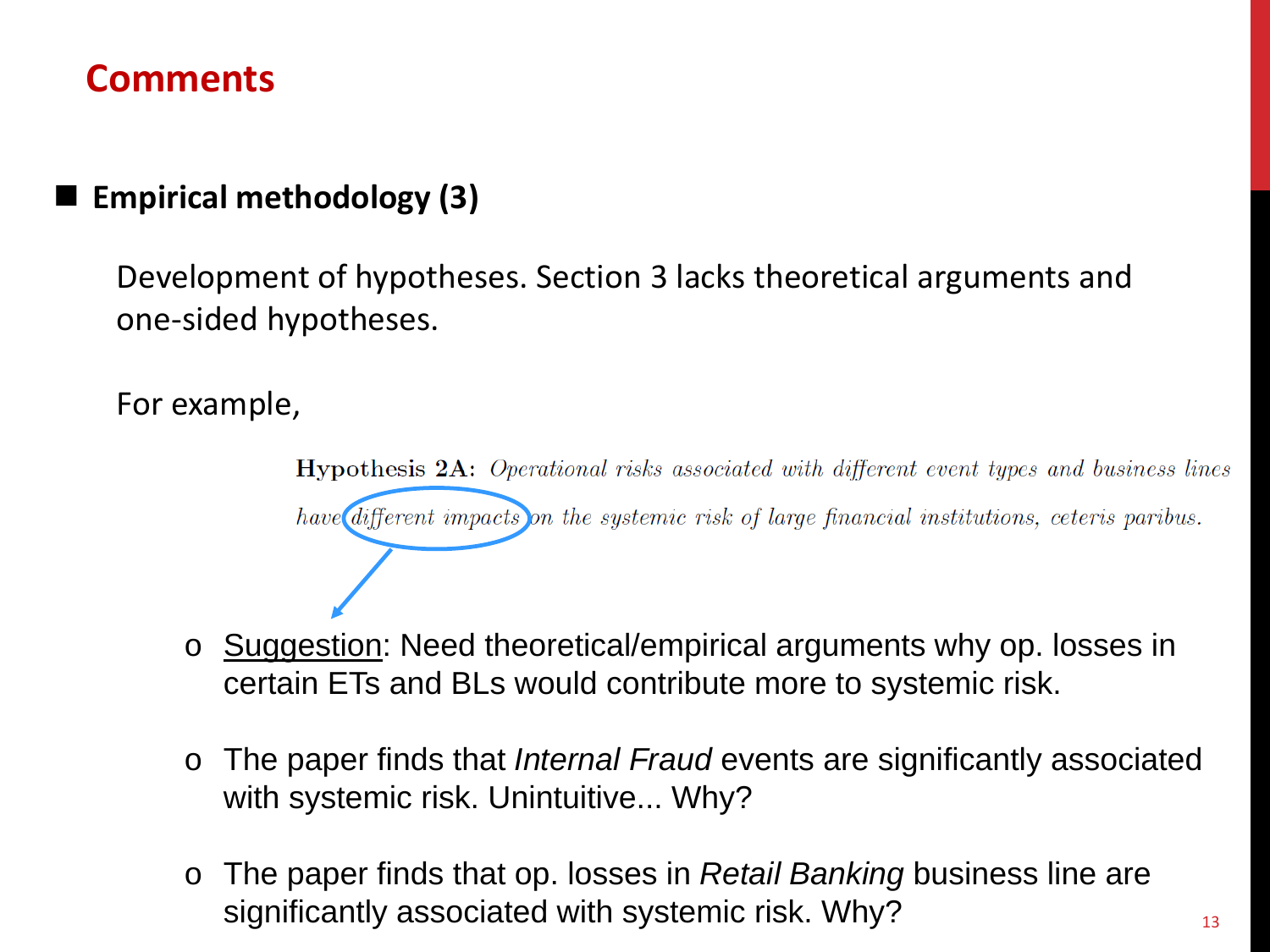# Comments

- **Empirical methodology (3)**

  Development of hypotheses. Section 3 lacks theoretical arguments and one-sided hypotheses.

  For example,

  > **Hypothesis 2A:** *Operational risks associated with different event types and business lines have different impacts on the systemic risk of large financial institutions, ceteris paribus.*

  - Suggestion: Need theoretical/empirical arguments why op. losses in certain ETs and BLs would contribute more to systemic risk.
  - The paper finds that *Internal Fraud* events are significantly associated with systemic risk. Unintuitive... Why?
  - The paper finds that op. losses in *Retail Banking* business line are significantly associated with systemic risk. Why?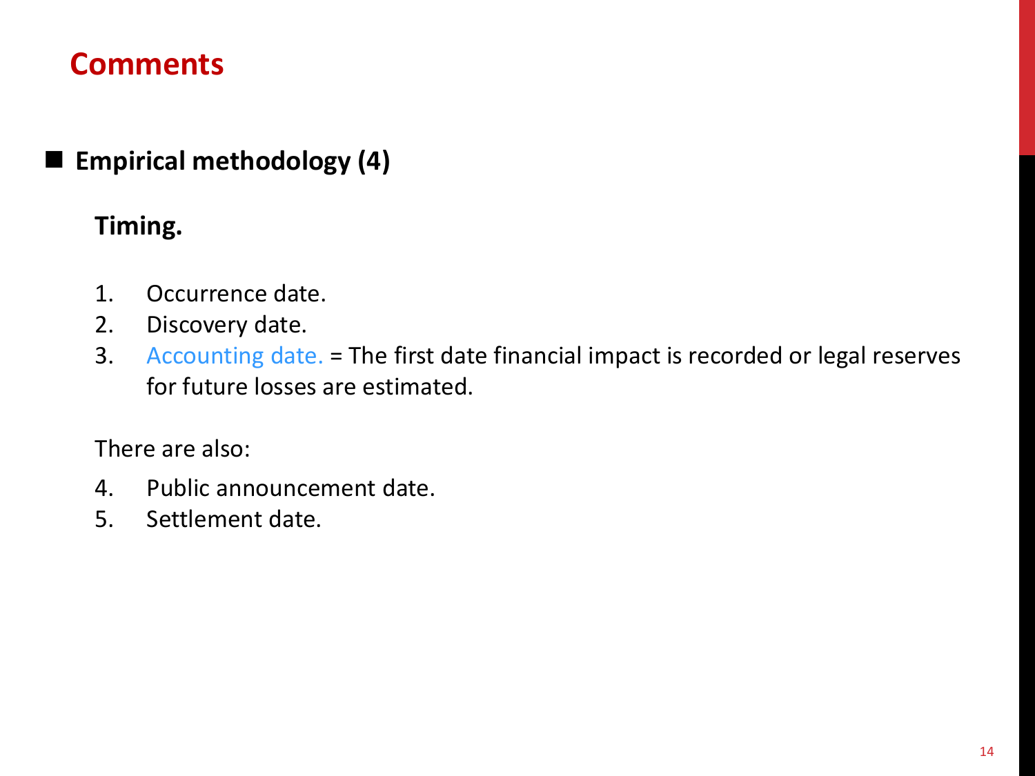# Comments

- **Empirical methodology (4)**

  **Timing.**

  1. Occurrence date.
  2. Discovery date.
  3. Accounting date. = The first date financial impact is recorded or legal reserves for future losses are estimated.

  There are also:

  4. Public announcement date.
  5. Settlement date.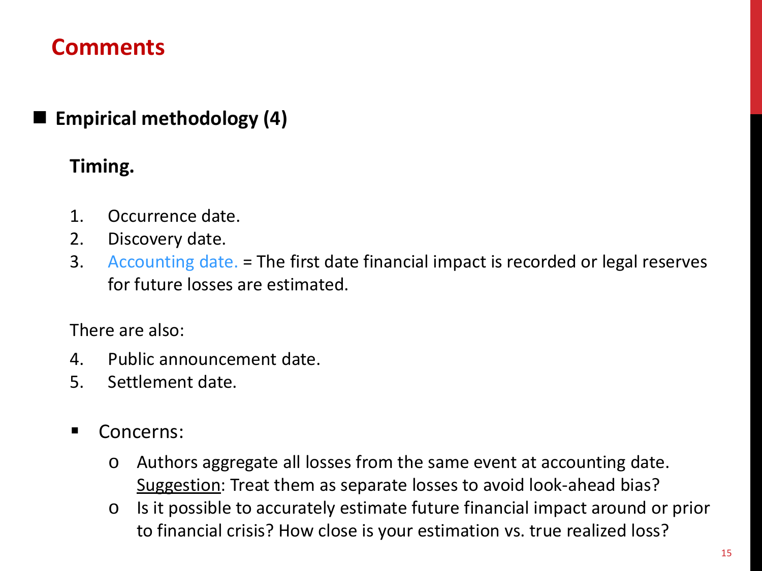# Comments

- **Empirical methodology (4)**

  **Timing.**

  1. Occurrence date.
  2. Discovery date.
  3. Accounting date. = The first date financial impact is recorded or legal reserves for future losses are estimated.

  There are also:

  4. Public announcement date.
  5. Settlement date.

  - Concerns:
    - Authors aggregate all losses from the same event at accounting date. <u>Suggestion</u>: Treat them as separate losses to avoid look-ahead bias?
    - Is it possible to accurately estimate future financial impact around or prior to financial crisis? How close is your estimation vs. true realized loss?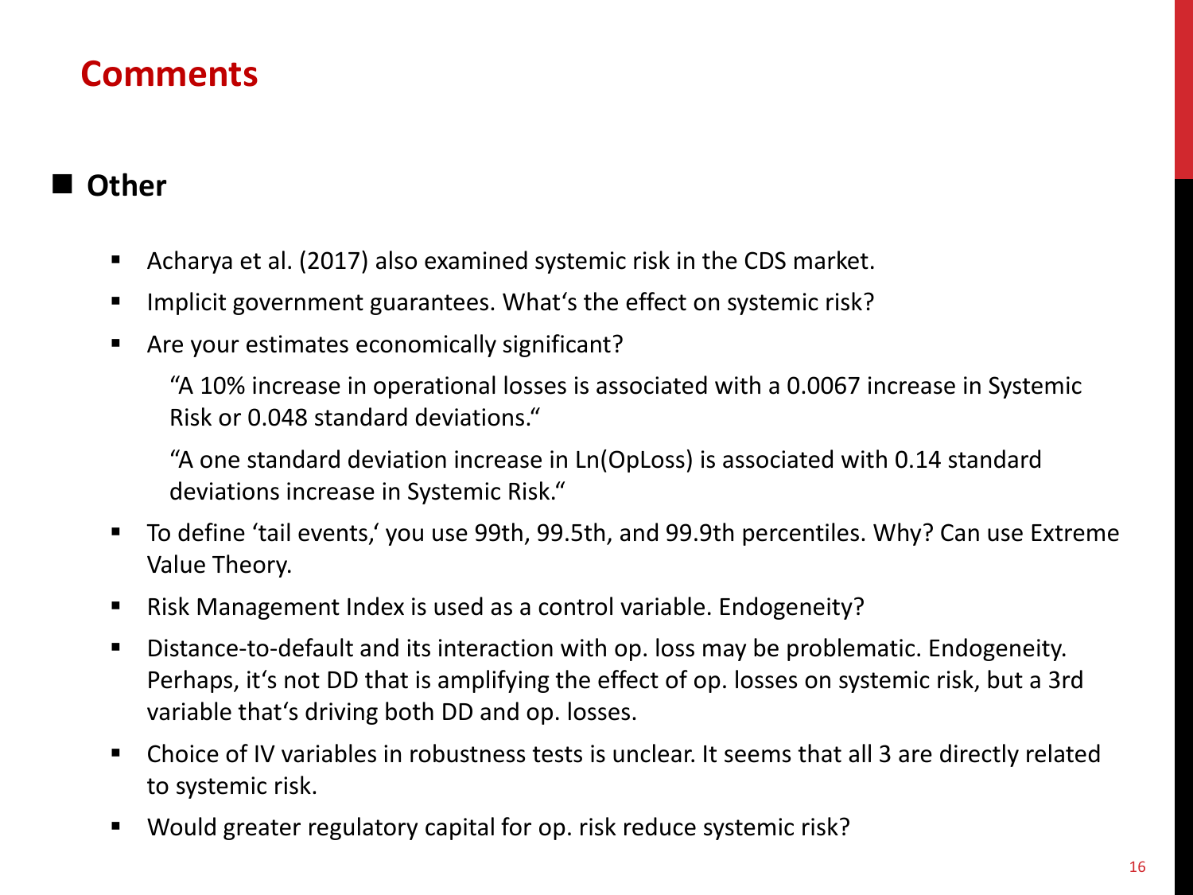# Comments

## Other

- Acharya et al. (2017) also examined systemic risk in the CDS market.
- Implicit government guarantees. What's the effect on systemic risk?
- Are your estimates economically significant?

  "A 10% increase in operational losses is associated with a 0.0067 increase in Systemic Risk or 0.048 standard deviations."

  "A one standard deviation increase in Ln(OpLoss) is associated with 0.14 standard deviations increase in Systemic Risk."
- To define 'tail events,' you use 99th, 99.5th, and 99.9th percentiles. Why? Can use Extreme Value Theory.
- Risk Management Index is used as a control variable. Endogeneity?
- Distance-to-default and its interaction with op. loss may be problematic. Endogeneity. Perhaps, it's not DD that is amplifying the effect of op. losses on systemic risk, but a 3rd variable that's driving both DD and op. losses.
- Choice of IV variables in robustness tests is unclear. It seems that all 3 are directly related to systemic risk.
- Would greater regulatory capital for op. risk reduce systemic risk?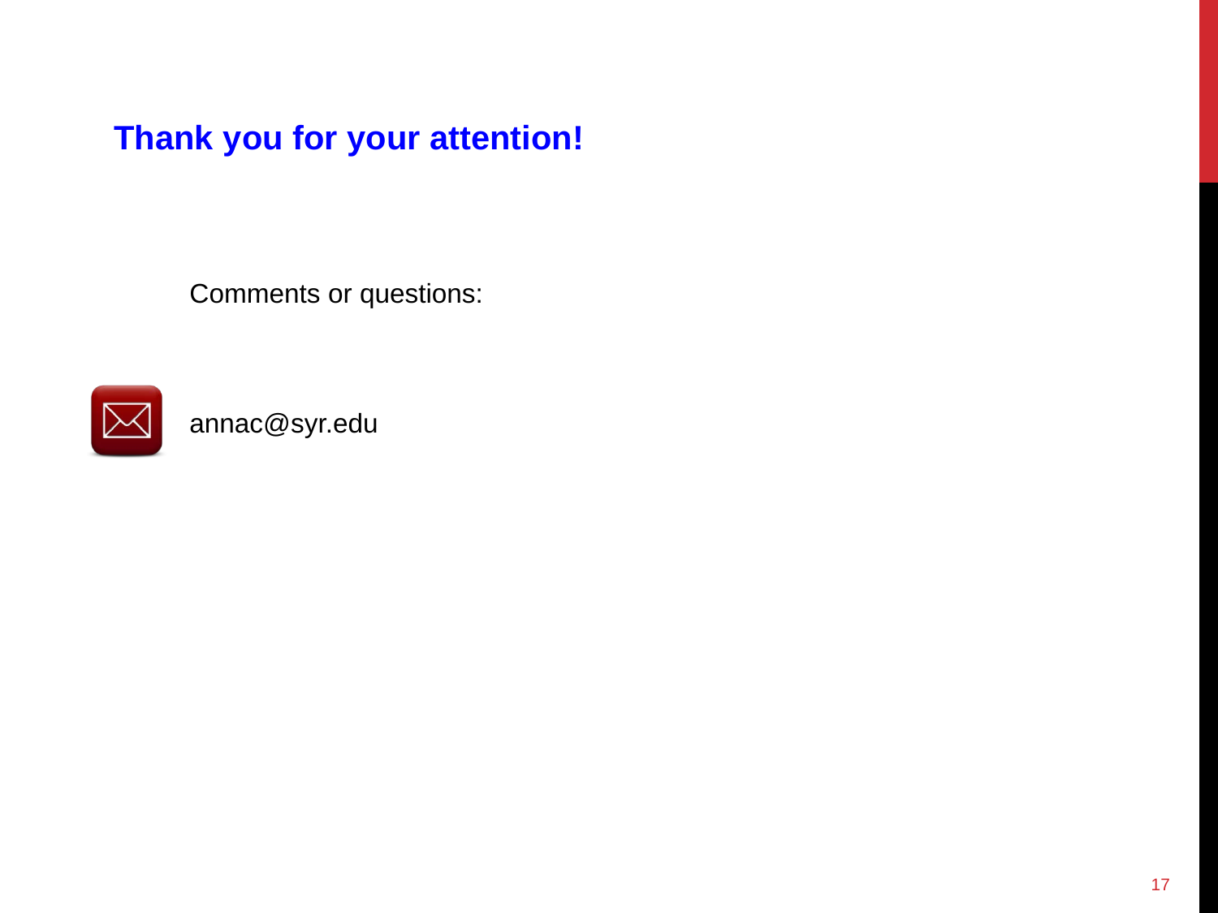## Thank you for your attention!

Comments or questions:

annac@syr.edu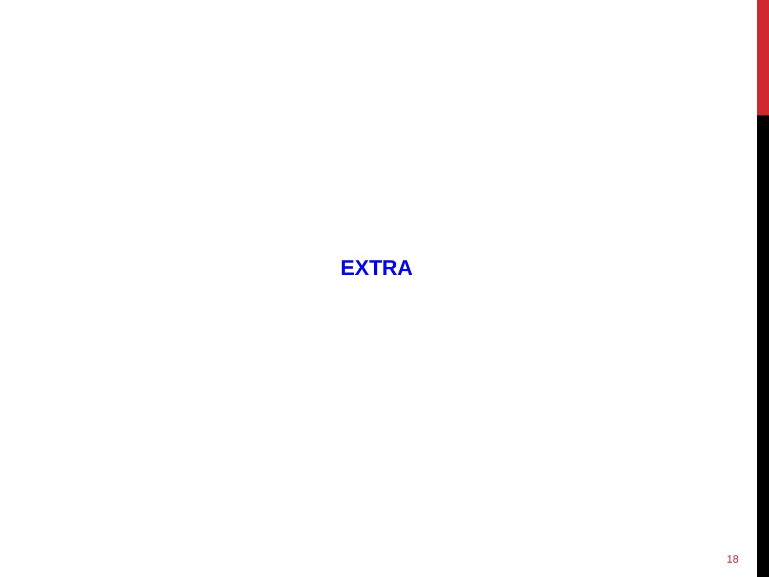# EXTRA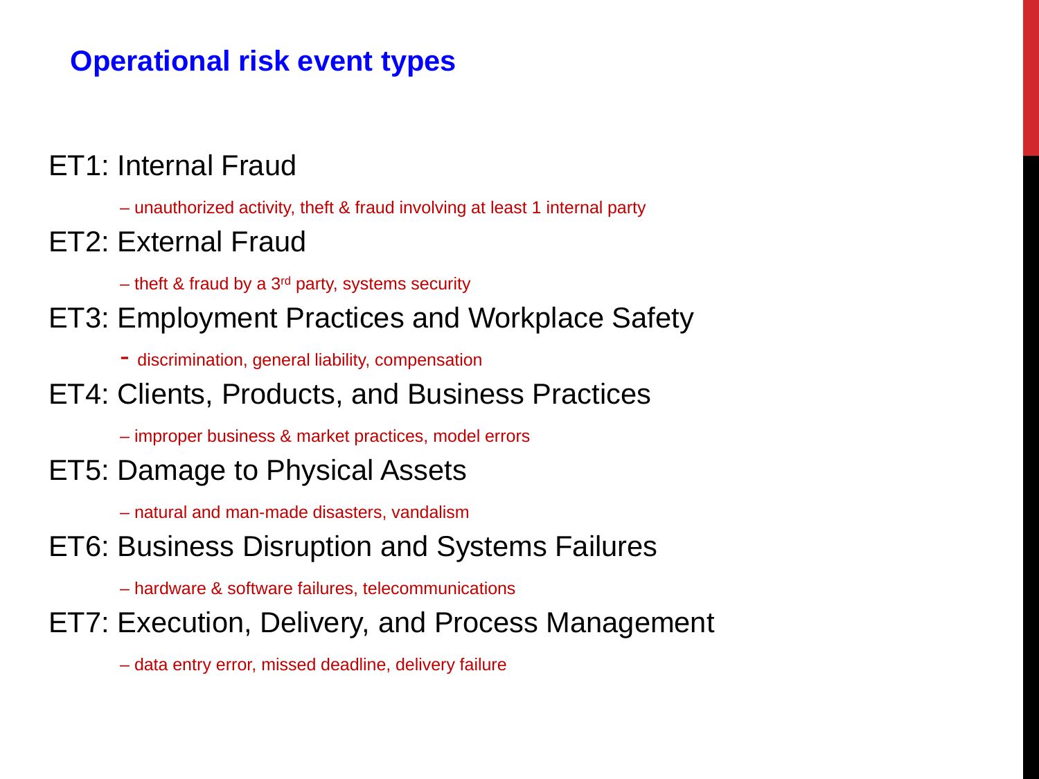## Operational risk event types

ET1: Internal Fraud

– unauthorized activity, theft & fraud involving at least 1 internal party

ET2: External Fraud

– theft & fraud by a 3rd party, systems security

ET3: Employment Practices and Workplace Safety

- discrimination, general liability, compensation

ET4: Clients, Products, and Business Practices

– improper business & market practices, model errors

ET5: Damage to Physical Assets

– natural and man-made disasters, vandalism

ET6: Business Disruption and Systems Failures

– hardware & software failures, telecommunications

ET7: Execution, Delivery, and Process Management

– data entry error, missed deadline, delivery failure